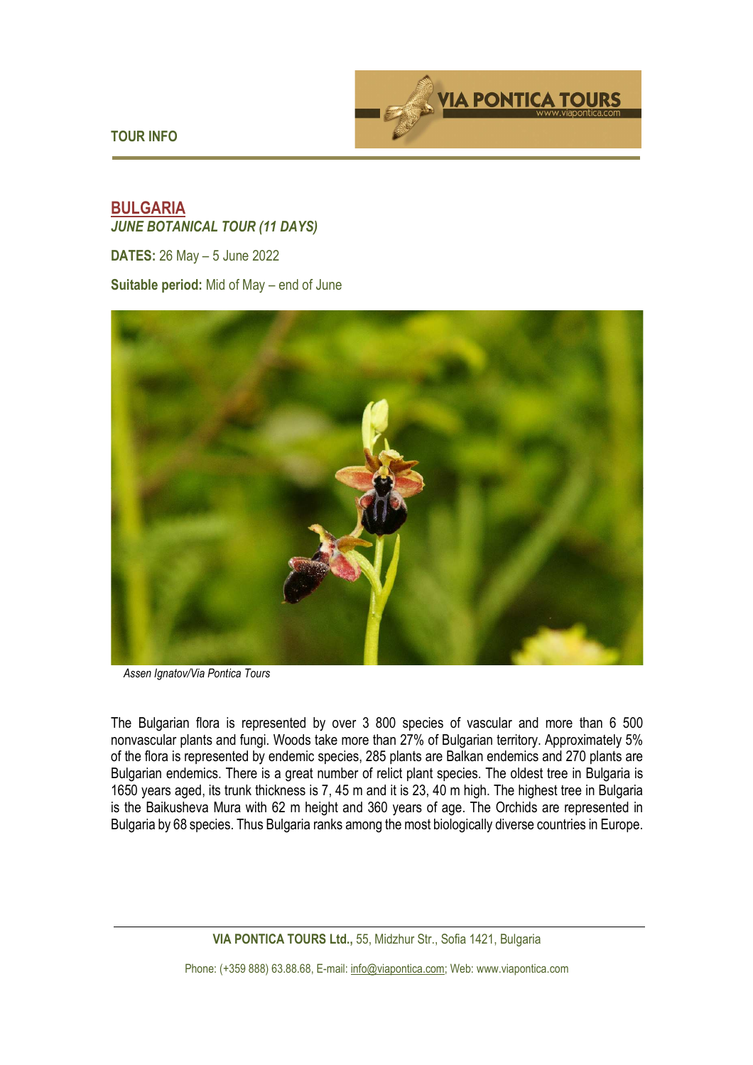TOUR INFO

# BULGARIA

***JUNE BOTANICAL TOUR (11 DAYS)***

**DATES:** 26 May – 5 June 2022

**Suitable period:** Mid of May – end of June

*Assen Ignatov/Via Pontica Tours*

The Bulgarian flora is represented by over 3 800 species of vascular and more than 6 500 nonvascular plants and fungi. Woods take more than 27% of Bulgarian territory. Approximately 5% of the flora is represented by endemic species, 285 plants are Balkan endemics and 270 plants are Bulgarian endemics. There is a great number of relict plant species. The oldest tree in Bulgaria is 1650 years aged, its trunk thickness is 7, 45 m and it is 23, 40 m high. The highest tree in Bulgaria is the Baikusheva Mura with 62 m height and 360 years of age. The Orchids are represented in Bulgaria by 68 species. Thus Bulgaria ranks among the most biologically diverse countries in Europe.

**VIA PONTICA TOURS Ltd.,** 55, Midzhur Str., Sofia 1421, Bulgaria

Phone: (+359 888) 63.88.68, E-mail: info@viapontica.com; Web: www.viapontica.com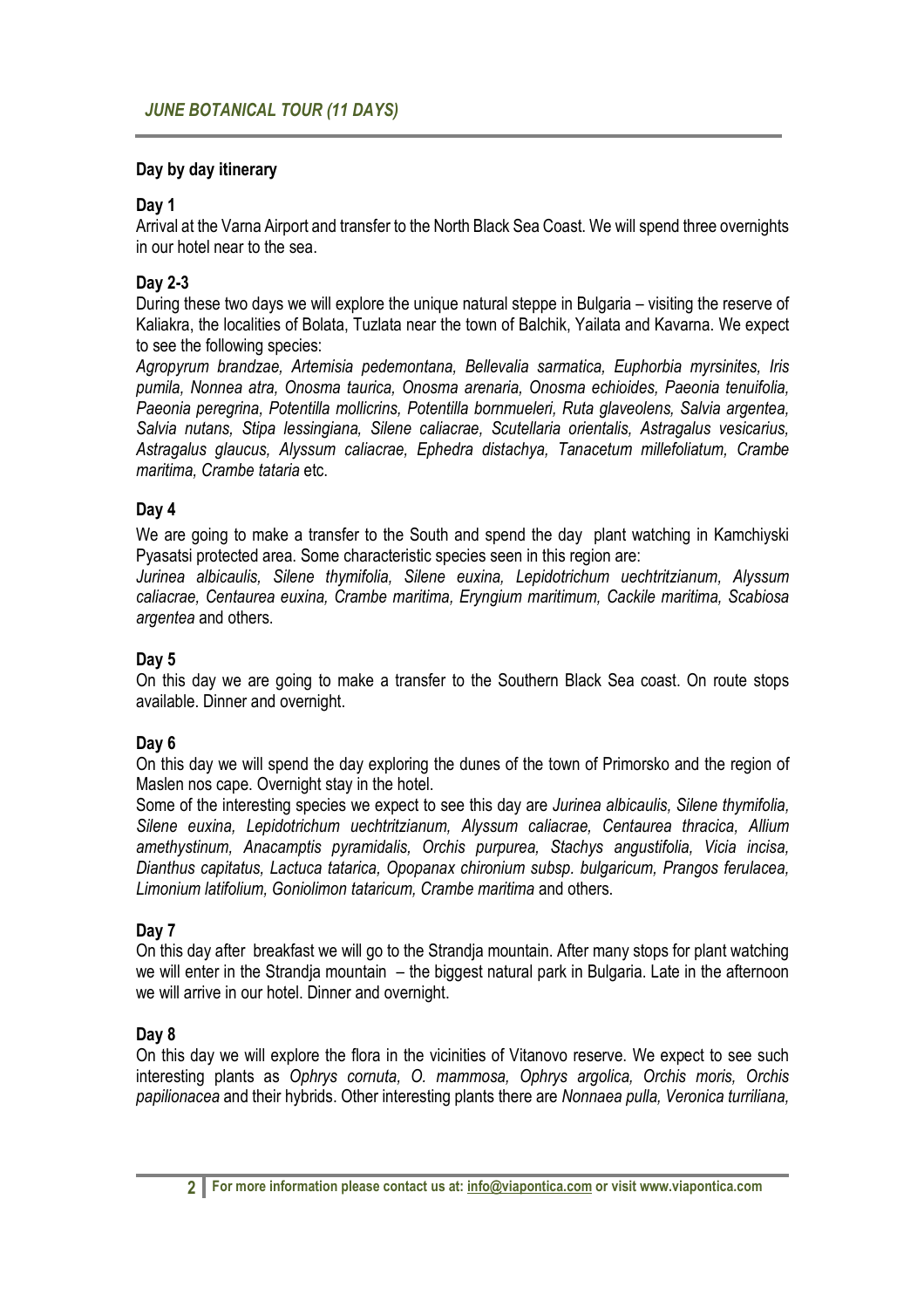## *JUNE BOTANICAL TOUR (11 DAYS)*

**Day by day itinerary**

**Day 1**

Arrival at the Varna Airport and transfer to the North Black Sea Coast. We will spend three overnights in our hotel near to the sea.

**Day 2-3**

During these two days we will explore the unique natural steppe in Bulgaria – visiting the reserve of Kaliakra, the localities of Bolata, Tuzlata near the town of Balchik, Yailata and Kavarna. We expect to see the following species:

*Agropyrum brandzae, Artemisia pedemontana, Bellevalia sarmatica, Euphorbia myrsinites, Iris pumila, Nonnea atra, Onosma taurica, Onosma arenaria, Onosma echioides, Paeonia tenuifolia, Paeonia peregrina, Potentilla mollicrins, Potentilla bornmueleri, Ruta glaveolens, Salvia argentea, Salvia nutans, Stipa lessingiana, Silene caliacrae, Scutellaria orientalis, Astragalus vesicarius, Astragalus glaucus, Alyssum caliacrae, Ephedra distachya, Tanacetum millefoliatum, Crambe maritima, Crambe tataria* etc.

**Day 4**

We are going to make a transfer to the South and spend the day plant watching in Kamchiyski Pyasatsi protected area. Some characteristic species seen in this region are:

*Jurinea albicaulis, Silene thymifolia, Silene euxina, Lepidotrichum uechtritzianum, Alyssum caliacrae, Centaurea euxina, Crambe maritima, Eryngium maritimum, Cackile maritima, Scabiosa argentea* and others.

**Day 5**

On this day we are going to make a transfer to the Southern Black Sea coast. On route stops available. Dinner and overnight.

**Day 6**

On this day we will spend the day exploring the dunes of the town of Primorsko and the region of Maslen nos cape. Overnight stay in the hotel.

Some of the interesting species we expect to see this day are *Jurinea albicaulis, Silene thymifolia, Silene euxina, Lepidotrichum uechtritzianum, Alyssum caliacrae, Centaurea thracica, Allium amethystinum, Anacamptis pyramidalis, Orchis purpurea, Stachys angustifolia, Vicia incisa, Dianthus capitatus, Lactuca tatarica, Opopanax chironium subsp. bulgaricum, Prangos ferulacea, Limonium latifolium, Goniolimon tataricum, Crambe maritima* and others.

**Day 7**

On this day after breakfast we will go to the Strandja mountain. After many stops for plant watching we will enter in the Strandja mountain – the biggest natural park in Bulgaria. Late in the afternoon we will arrive in our hotel. Dinner and overnight.

**Day 8**

On this day we will explore the flora in the vicinities of Vitanovo reserve. We expect to see such interesting plants as *Ophrys cornuta, O. mammosa, Ophrys argolica, Orchis moris, Orchis papilionacea* and their hybrids. Other interesting plants there are *Nonnaea pulla, Veronica turriliana,*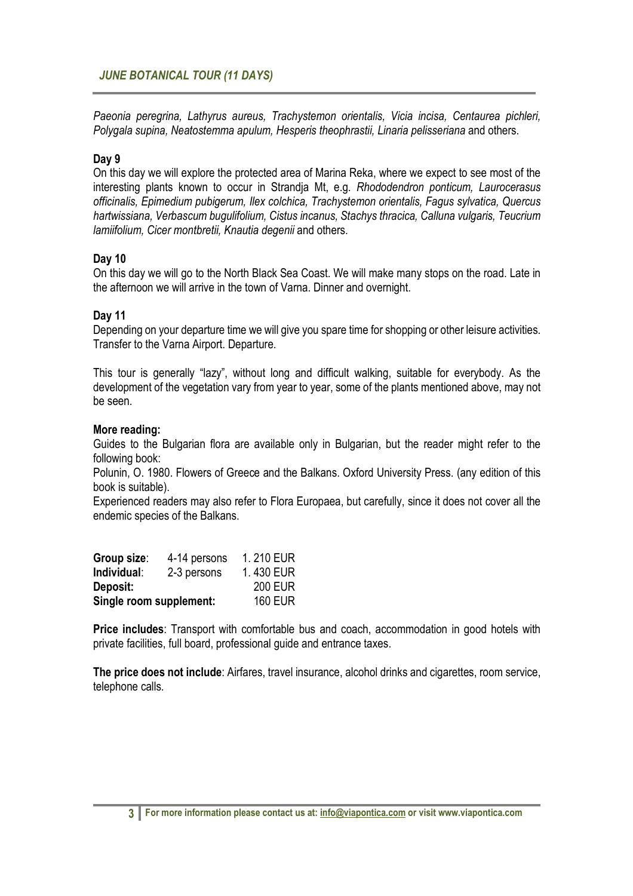*Paeonia peregrina, Lathyrus aureus, Trachystemon orientalis, Vicia incisa, Centaurea pichleri, Polygala supina, Neatostemma apulum, Hesperis theophrastii, Linaria pelisseriana* and others.

**Day 9**

On this day we will explore the protected area of Marina Reka, where we expect to see most of the interesting plants known to occur in Strandja Mt, e.g. *Rhododendron ponticum, Laurocerasus officinalis, Epimedium pubigerum, Ilex colchica, Trachystemon orientalis, Fagus sylvatica, Quercus hartwissiana, Verbascum bugulifolium, Cistus incanus, Stachys thracica, Calluna vulgaris, Teucrium lamiifolium, Cicer montbretii, Knautia degenii* and others.

**Day 10**

On this day we will go to the North Black Sea Coast. We will make many stops on the road. Late in the afternoon we will arrive in the town of Varna. Dinner and overnight.

**Day 11**

Depending on your departure time we will give you spare time for shopping or other leisure activities. Transfer to the Varna Airport. Departure.

This tour is generally "lazy", without long and difficult walking, suitable for everybody. As the development of the vegetation vary from year to year, some of the plants mentioned above, may not be seen.

**More reading:**

Guides to the Bulgarian flora are available only in Bulgarian, but the reader might refer to the following book:

Polunin, O. 1980. Flowers of Greece and the Balkans. Oxford University Press. (any edition of this book is suitable).

Experienced readers may also refer to Flora Europaea, but carefully, since it does not cover all the endemic species of the Balkans.

| | | |
|---|---|---|
| **Group size**: | 4-14 persons | 1. 210 EUR |
| **Individual**: | 2-3 persons | 1. 430 EUR |
| **Deposit:** | | 200 EUR |
| **Single room supplement:** | | 160 EUR |

**Price includes**: Transport with comfortable bus and coach, accommodation in good hotels with private facilities, full board, professional guide and entrance taxes.

**The price does not include**: Airfares, travel insurance, alcohol drinks and cigarettes, room service, telephone calls.